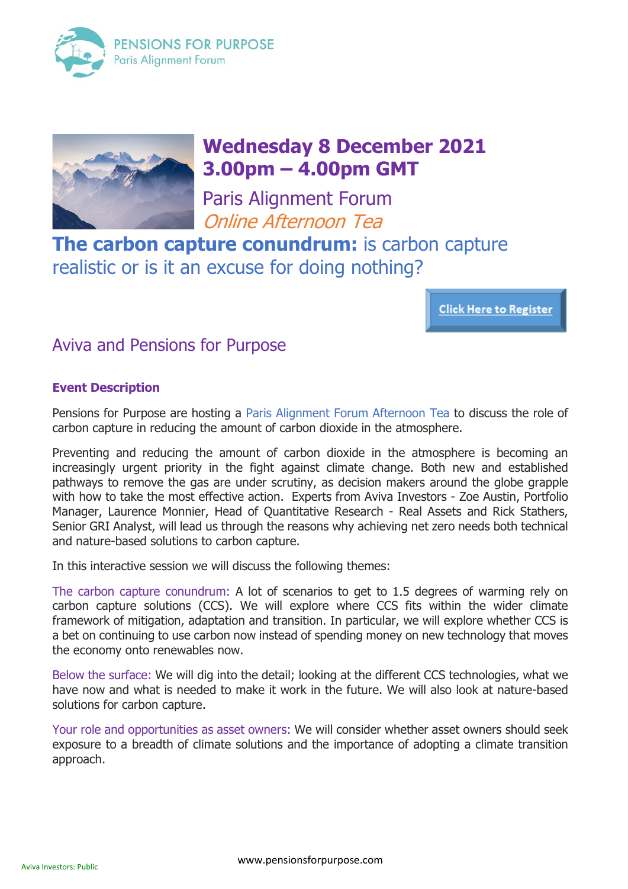PENSIONS FOR PURPOSE
Paris Alignment Forum

# Wednesday 8 December 2021
# 3.00pm – 4.00pm GMT

## Paris Alignment Forum
*Online Afternoon Tea*

## **The carbon capture conundrum:** is carbon capture realistic or is it an excuse for doing nothing?

Click Here to Register

## Aviva and Pensions for Purpose

### Event Description

Pensions for Purpose are hosting a Paris Alignment Forum Afternoon Tea to discuss the role of carbon capture in reducing the amount of carbon dioxide in the atmosphere.

Preventing and reducing the amount of carbon dioxide in the atmosphere is becoming an increasingly urgent priority in the fight against climate change. Both new and established pathways to remove the gas are under scrutiny, as decision makers around the globe grapple with how to take the most effective action. Experts from Aviva Investors - Zoe Austin, Portfolio Manager, Laurence Monnier, Head of Quantitative Research - Real Assets and Rick Stathers, Senior GRI Analyst, will lead us through the reasons why achieving net zero needs both technical and nature-based solutions to carbon capture.

In this interactive session we will discuss the following themes:

The carbon capture conundrum: A lot of scenarios to get to 1.5 degrees of warming rely on carbon capture solutions (CCS). We will explore where CCS fits within the wider climate framework of mitigation, adaptation and transition. In particular, we will explore whether CCS is a bet on continuing to use carbon now instead of spending money on new technology that moves the economy onto renewables now.

Below the surface: We will dig into the detail; looking at the different CCS technologies, what we have now and what is needed to make it work in the future. We will also look at nature-based solutions for carbon capture.

Your role and opportunities as asset owners: We will consider whether asset owners should seek exposure to a breadth of climate solutions and the importance of adopting a climate transition approach.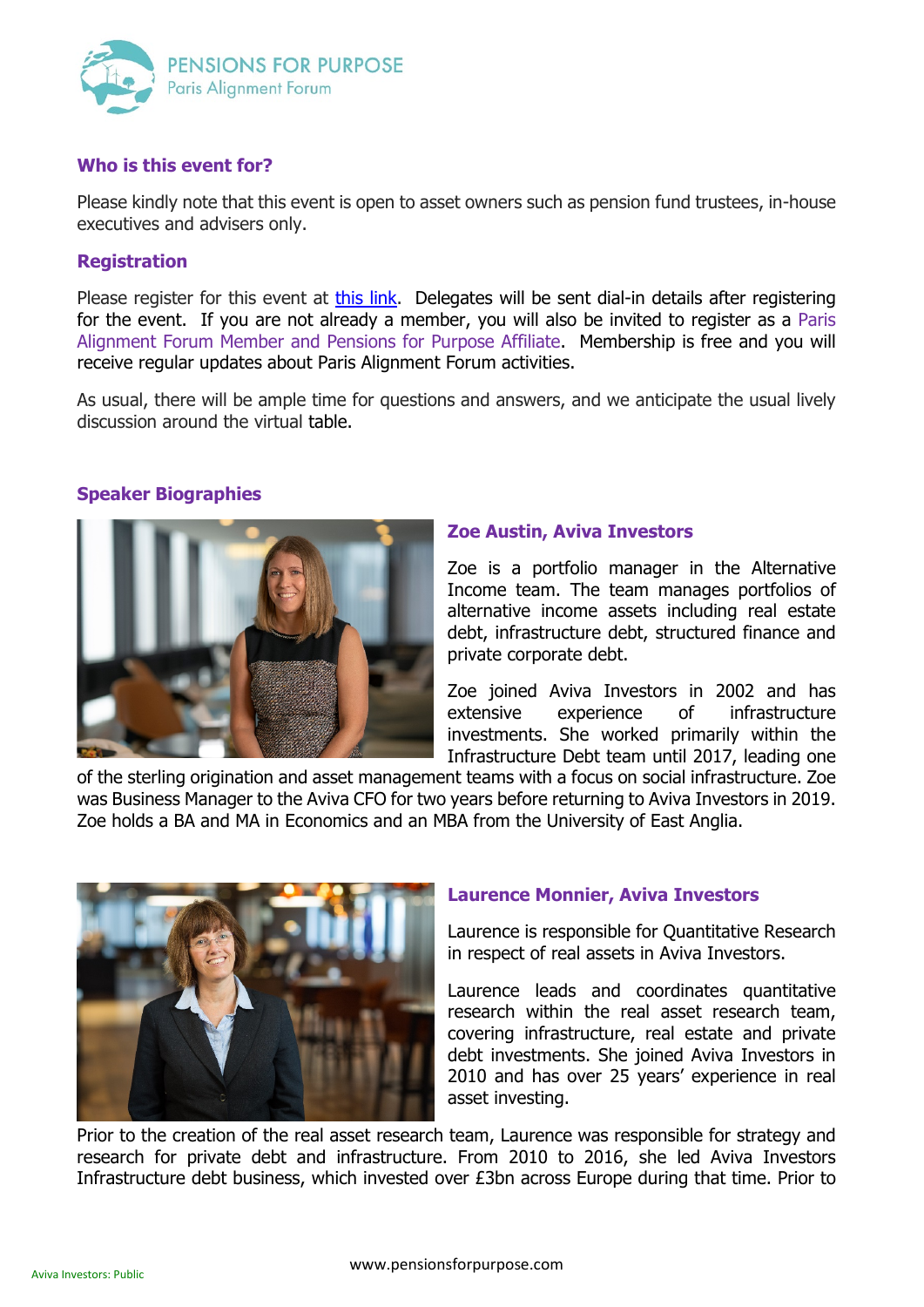## Who is this event for?

Please kindly note that this event is open to asset owners such as pension fund trustees, in-house executives and advisers only.

## Registration

Please register for this event at this link. Delegates will be sent dial-in details after registering for the event. If you are not already a member, you will also be invited to register as a Paris Alignment Forum Member and Pensions for Purpose Affiliate. Membership is free and you will receive regular updates about Paris Alignment Forum activities.

As usual, there will be ample time for questions and answers, and we anticipate the usual lively discussion around the virtual table.

## Speaker Biographies

### Zoe Austin, Aviva Investors

Zoe is a portfolio manager in the Alternative Income team. The team manages portfolios of alternative income assets including real estate debt, infrastructure debt, structured finance and private corporate debt.

Zoe joined Aviva Investors in 2002 and has extensive experience of infrastructure investments. She worked primarily within the Infrastructure Debt team until 2017, leading one of the sterling origination and asset management teams with a focus on social infrastructure. Zoe was Business Manager to the Aviva CFO for two years before returning to Aviva Investors in 2019. Zoe holds a BA and MA in Economics and an MBA from the University of East Anglia.

### Laurence Monnier, Aviva Investors

Laurence is responsible for Quantitative Research in respect of real assets in Aviva Investors.

Laurence leads and coordinates quantitative research within the real asset research team, covering infrastructure, real estate and private debt investments. She joined Aviva Investors in 2010 and has over 25 years' experience in real asset investing.

Prior to the creation of the real asset research team, Laurence was responsible for strategy and research for private debt and infrastructure. From 2010 to 2016, she led Aviva Investors Infrastructure debt business, which invested over £3bn across Europe during that time. Prior to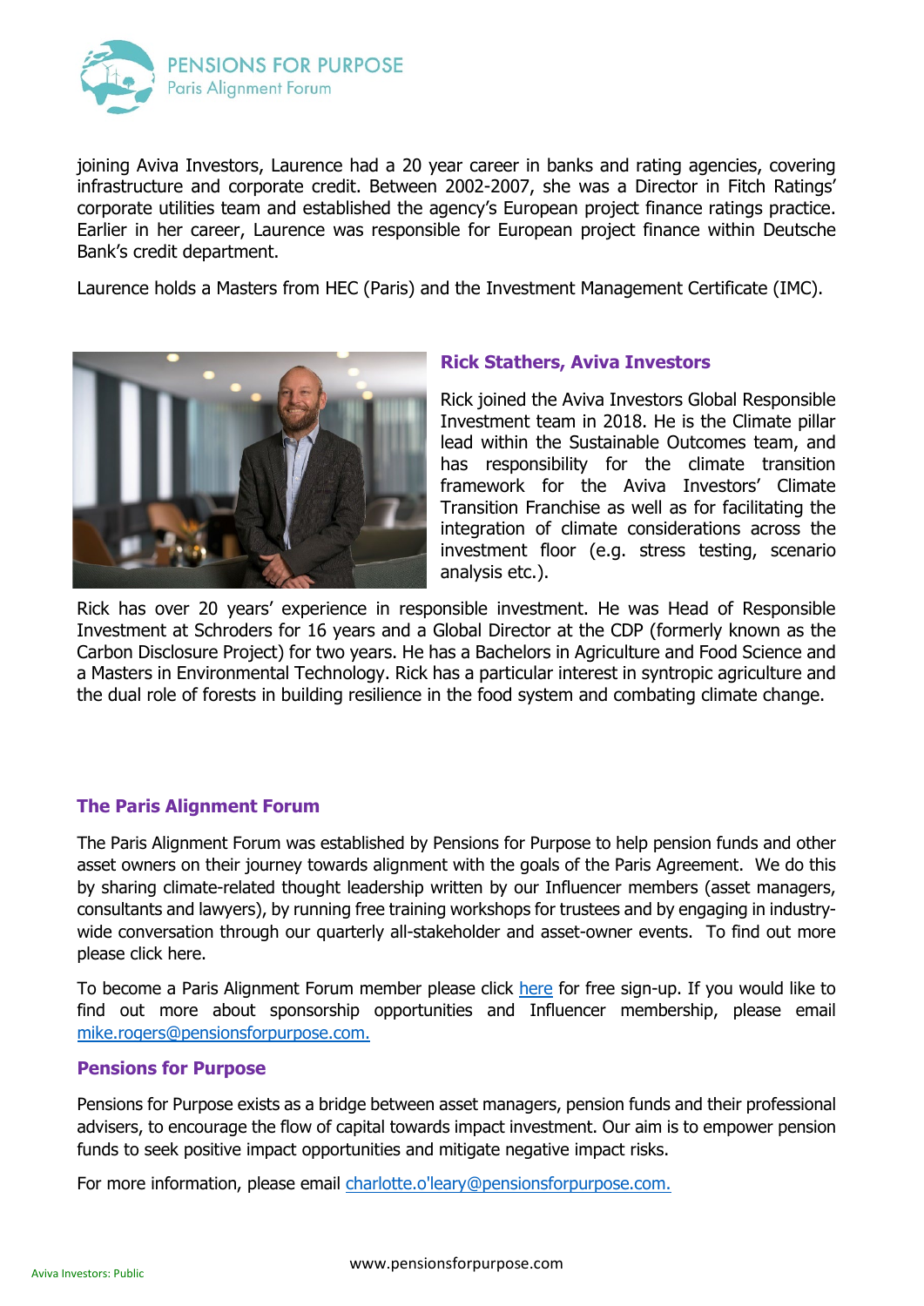joining Aviva Investors, Laurence had a 20 year career in banks and rating agencies, covering infrastructure and corporate credit. Between 2002-2007, she was a Director in Fitch Ratings' corporate utilities team and established the agency's European project finance ratings practice. Earlier in her career, Laurence was responsible for European project finance within Deutsche Bank's credit department.

Laurence holds a Masters from HEC (Paris) and the Investment Management Certificate (IMC).

### Rick Stathers, Aviva Investors

Rick joined the Aviva Investors Global Responsible Investment team in 2018. He is the Climate pillar lead within the Sustainable Outcomes team, and has responsibility for the climate transition framework for the Aviva Investors' Climate Transition Franchise as well as for facilitating the integration of climate considerations across the investment floor (e.g. stress testing, scenario analysis etc.).

Rick has over 20 years' experience in responsible investment. He was Head of Responsible Investment at Schroders for 16 years and a Global Director at the CDP (formerly known as the Carbon Disclosure Project) for two years. He has a Bachelors in Agriculture and Food Science and a Masters in Environmental Technology. Rick has a particular interest in syntropic agriculture and the dual role of forests in building resilience in the food system and combating climate change.

### The Paris Alignment Forum

The Paris Alignment Forum was established by Pensions for Purpose to help pension funds and other asset owners on their journey towards alignment with the goals of the Paris Agreement. We do this by sharing climate-related thought leadership written by our Influencer members (asset managers, consultants and lawyers), by running free training workshops for trustees and by engaging in industry-wide conversation through our quarterly all-stakeholder and asset-owner events. To find out more please click here.

To become a Paris Alignment Forum member please click here for free sign-up. If you would like to find out more about sponsorship opportunities and Influencer membership, please email mike.rogers@pensionsforpurpose.com.

### Pensions for Purpose

Pensions for Purpose exists as a bridge between asset managers, pension funds and their professional advisers, to encourage the flow of capital towards impact investment. Our aim is to empower pension funds to seek positive impact opportunities and mitigate negative impact risks.

For more information, please email charlotte.o'leary@pensionsforpurpose.com.